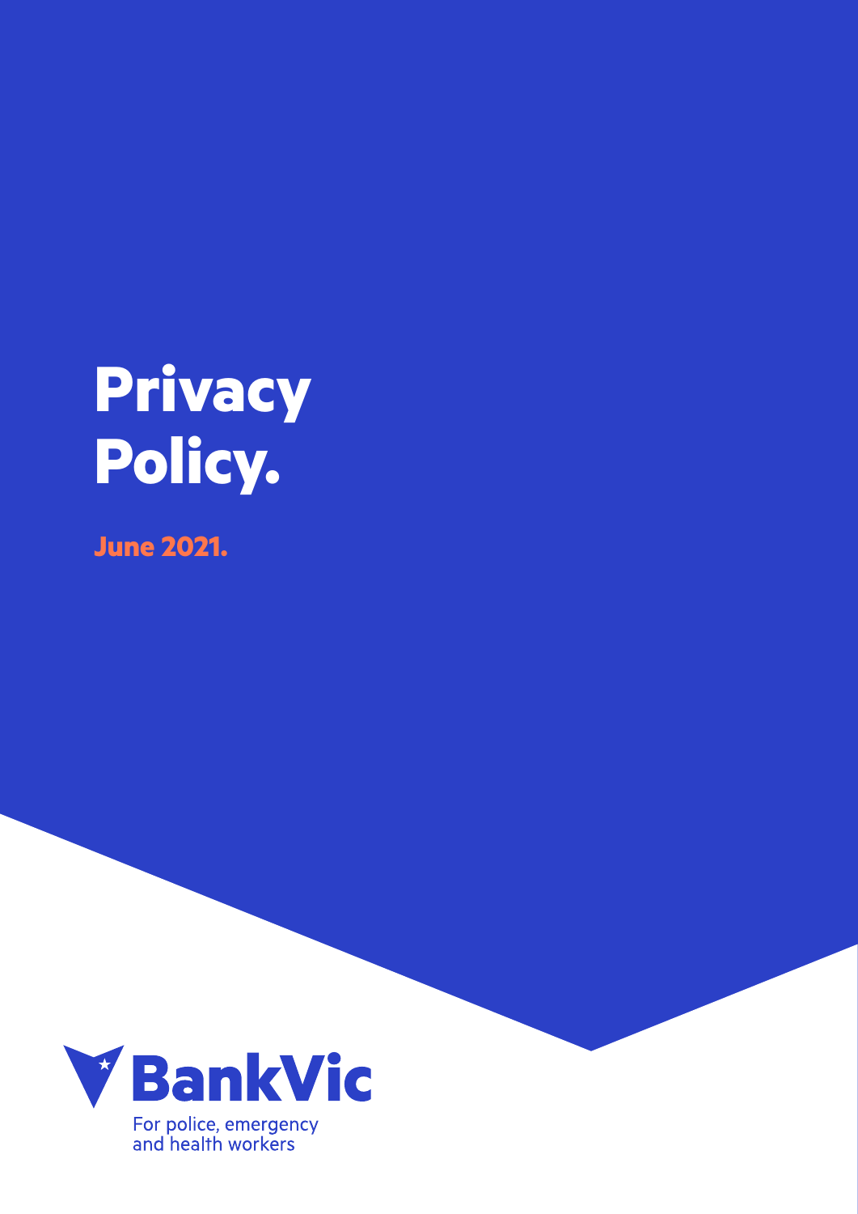# Privacy Policy.

**June 2021.**

BankVic

For police, emergency and health workers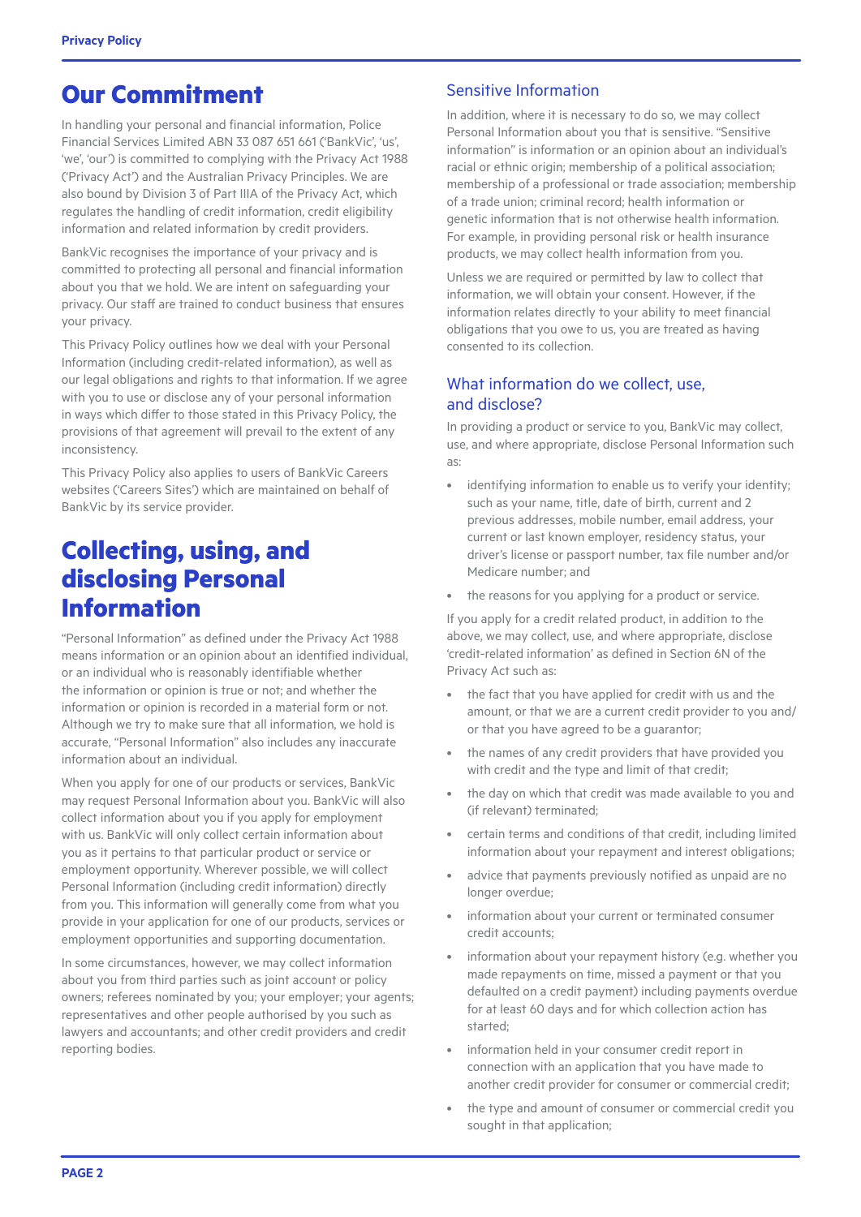# Our Commitment

In handling your personal and financial information, Police Financial Services Limited ABN 33 087 651 661 ('BankVic', 'us', 'we', 'our') is committed to complying with the Privacy Act 1988 ('Privacy Act') and the Australian Privacy Principles. We are also bound by Division 3 of Part IIIA of the Privacy Act, which regulates the handling of credit information, credit eligibility information and related information by credit providers.

BankVic recognises the importance of your privacy and is committed to protecting all personal and financial information about you that we hold. We are intent on safeguarding your privacy. Our staff are trained to conduct business that ensures your privacy.

This Privacy Policy outlines how we deal with your Personal Information (including credit-related information), as well as our legal obligations and rights to that information. If we agree with you to use or disclose any of your personal information in ways which differ to those stated in this Privacy Policy, the provisions of that agreement will prevail to the extent of any inconsistency.

This Privacy Policy also applies to users of BankVic Careers websites ('Careers Sites') which are maintained on behalf of BankVic by its service provider.

# Collecting, using, and disclosing Personal Information

"Personal Information" as defined under the Privacy Act 1988 means information or an opinion about an identified individual, or an individual who is reasonably identifiable whether the information or opinion is true or not; and whether the information or opinion is recorded in a material form or not. Although we try to make sure that all information, we hold is accurate, "Personal Information" also includes any inaccurate information about an individual.

When you apply for one of our products or services, BankVic may request Personal Information about you. BankVic will also collect information about you if you apply for employment with us. BankVic will only collect certain information about you as it pertains to that particular product or service or employment opportunity. Wherever possible, we will collect Personal Information (including credit information) directly from you. This information will generally come from what you provide in your application for one of our products, services or employment opportunities and supporting documentation.

In some circumstances, however, we may collect information about you from third parties such as joint account or policy owners; referees nominated by you; your employer; your agents; representatives and other people authorised by you such as lawyers and accountants; and other credit providers and credit reporting bodies.

## Sensitive Information

In addition, where it is necessary to do so, we may collect Personal Information about you that is sensitive. "Sensitive information" is information or an opinion about an individual's racial or ethnic origin; membership of a political association; membership of a professional or trade association; membership of a trade union; criminal record; health information or genetic information that is not otherwise health information. For example, in providing personal risk or health insurance products, we may collect health information from you.

Unless we are required or permitted by law to collect that information, we will obtain your consent. However, if the information relates directly to your ability to meet financial obligations that you owe to us, you are treated as having consented to its collection.

## What information do we collect, use, and disclose?

In providing a product or service to you, BankVic may collect, use, and where appropriate, disclose Personal Information such as:

- identifying information to enable us to verify your identity; such as your name, title, date of birth, current and 2 previous addresses, mobile number, email address, your current or last known employer, residency status, your driver's license or passport number, tax file number and/or Medicare number; and
- the reasons for you applying for a product or service.

If you apply for a credit related product, in addition to the above, we may collect, use, and where appropriate, disclose 'credit-related information' as defined in Section 6N of the Privacy Act such as:

- the fact that you have applied for credit with us and the amount, or that we are a current credit provider to you and/or that you have agreed to be a guarantor;
- the names of any credit providers that have provided you with credit and the type and limit of that credit;
- the day on which that credit was made available to you and (if relevant) terminated;
- certain terms and conditions of that credit, including limited information about your repayment and interest obligations;
- advice that payments previously notified as unpaid are no longer overdue;
- information about your current or terminated consumer credit accounts;
- information about your repayment history (e.g. whether you made repayments on time, missed a payment or that you defaulted on a credit payment) including payments overdue for at least 60 days and for which collection action has started;
- information held in your consumer credit report in connection with an application that you have made to another credit provider for consumer or commercial credit;
- the type and amount of consumer or commercial credit you sought in that application;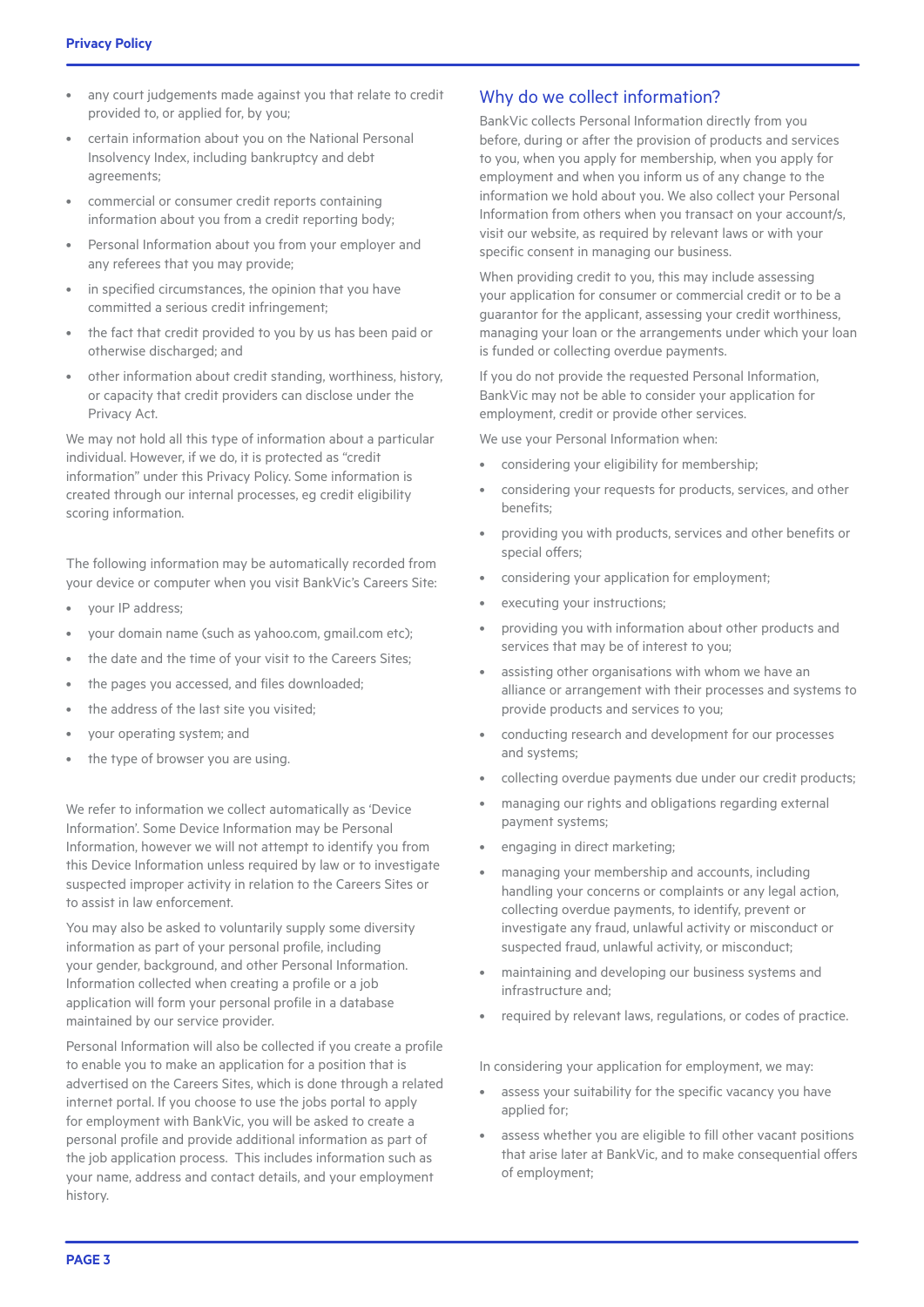- any court judgements made against you that relate to credit provided to, or applied for, by you;
- certain information about you on the National Personal Insolvency Index, including bankruptcy and debt agreements;
- commercial or consumer credit reports containing information about you from a credit reporting body;
- Personal Information about you from your employer and any referees that you may provide;
- in specified circumstances, the opinion that you have committed a serious credit infringement;
- the fact that credit provided to you by us has been paid or otherwise discharged; and
- other information about credit standing, worthiness, history, or capacity that credit providers can disclose under the Privacy Act.

We may not hold all this type of information about a particular individual. However, if we do, it is protected as "credit information" under this Privacy Policy. Some information is created through our internal processes, eg credit eligibility scoring information.

The following information may be automatically recorded from your device or computer when you visit BankVic's Careers Site:

- your IP address;
- your domain name (such as yahoo.com, gmail.com etc);
- the date and the time of your visit to the Careers Sites;
- the pages you accessed, and files downloaded;
- the address of the last site you visited;
- your operating system; and
- the type of browser you are using.

We refer to information we collect automatically as 'Device Information'. Some Device Information may be Personal Information, however we will not attempt to identify you from this Device Information unless required by law or to investigate suspected improper activity in relation to the Careers Sites or to assist in law enforcement.

You may also be asked to voluntarily supply some diversity information as part of your personal profile, including your gender, background, and other Personal Information. Information collected when creating a profile or a job application will form your personal profile in a database maintained by our service provider.

Personal Information will also be collected if you create a profile to enable you to make an application for a position that is advertised on the Careers Sites, which is done through a related internet portal. If you choose to use the jobs portal to apply for employment with BankVic, you will be asked to create a personal profile and provide additional information as part of the job application process. This includes information such as your name, address and contact details, and your employment history.

## Why do we collect information?

BankVic collects Personal Information directly from you before, during or after the provision of products and services to you, when you apply for membership, when you apply for employment and when you inform us of any change to the information we hold about you. We also collect your Personal Information from others when you transact on your account/s, visit our website, as required by relevant laws or with your specific consent in managing our business.

When providing credit to you, this may include assessing your application for consumer or commercial credit or to be a guarantor for the applicant, assessing your credit worthiness, managing your loan or the arrangements under which your loan is funded or collecting overdue payments.

If you do not provide the requested Personal Information, BankVic may not be able to consider your application for employment, credit or provide other services.

We use your Personal Information when:

- considering your eligibility for membership;
- considering your requests for products, services, and other benefits;
- providing you with products, services and other benefits or special offers;
- considering your application for employment;
- executing your instructions;
- providing you with information about other products and services that may be of interest to you;
- assisting other organisations with whom we have an alliance or arrangement with their processes and systems to provide products and services to you;
- conducting research and development for our processes and systems;
- collecting overdue payments due under our credit products;
- managing our rights and obligations regarding external payment systems;
- engaging in direct marketing;
- managing your membership and accounts, including handling your concerns or complaints or any legal action, collecting overdue payments, to identify, prevent or investigate any fraud, unlawful activity or misconduct or suspected fraud, unlawful activity, or misconduct;
- maintaining and developing our business systems and infrastructure and;
- required by relevant laws, regulations, or codes of practice.

In considering your application for employment, we may:

- assess your suitability for the specific vacancy you have applied for;
- assess whether you are eligible to fill other vacant positions that arise later at BankVic, and to make consequential offers of employment;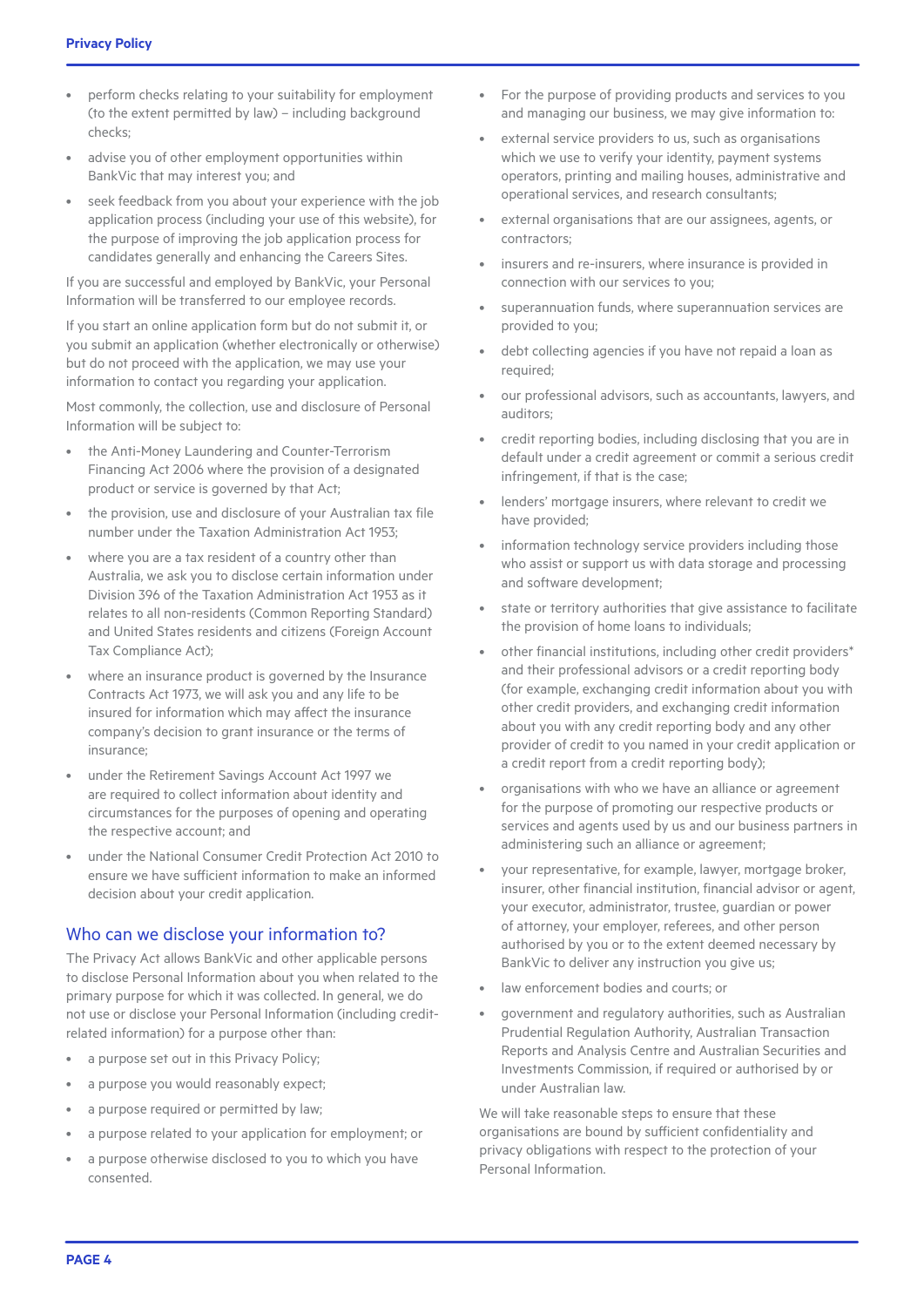- perform checks relating to your suitability for employment (to the extent permitted by law) – including background checks;
- advise you of other employment opportunities within BankVic that may interest you; and
- seek feedback from you about your experience with the job application process (including your use of this website), for the purpose of improving the job application process for candidates generally and enhancing the Careers Sites.

If you are successful and employed by BankVic, your Personal Information will be transferred to our employee records.

If you start an online application form but do not submit it, or you submit an application (whether electronically or otherwise) but do not proceed with the application, we may use your information to contact you regarding your application.

Most commonly, the collection, use and disclosure of Personal Information will be subject to:

- the Anti-Money Laundering and Counter-Terrorism Financing Act 2006 where the provision of a designated product or service is governed by that Act;
- the provision, use and disclosure of your Australian tax file number under the Taxation Administration Act 1953;
- where you are a tax resident of a country other than Australia, we ask you to disclose certain information under Division 396 of the Taxation Administration Act 1953 as it relates to all non-residents (Common Reporting Standard) and United States residents and citizens (Foreign Account Tax Compliance Act);
- where an insurance product is governed by the Insurance Contracts Act 1973, we will ask you and any life to be insured for information which may affect the insurance company's decision to grant insurance or the terms of insurance;
- under the Retirement Savings Account Act 1997 we are required to collect information about identity and circumstances for the purposes of opening and operating the respective account; and
- under the National Consumer Credit Protection Act 2010 to ensure we have sufficient information to make an informed decision about your credit application.

## Who can we disclose your information to?

The Privacy Act allows BankVic and other applicable persons to disclose Personal Information about you when related to the primary purpose for which it was collected. In general, we do not use or disclose your Personal Information (including credit-related information) for a purpose other than:

- a purpose set out in this Privacy Policy;
- a purpose you would reasonably expect;
- a purpose required or permitted by law;
- a purpose related to your application for employment; or
- a purpose otherwise disclosed to you to which you have consented.

- For the purpose of providing products and services to you and managing our business, we may give information to:
- external service providers to us, such as organisations which we use to verify your identity, payment systems operators, printing and mailing houses, administrative and operational services, and research consultants;
- external organisations that are our assignees, agents, or contractors;
- insurers and re-insurers, where insurance is provided in connection with our services to you;
- superannuation funds, where superannuation services are provided to you;
- debt collecting agencies if you have not repaid a loan as required;
- our professional advisors, such as accountants, lawyers, and auditors;
- credit reporting bodies, including disclosing that you are in default under a credit agreement or commit a serious credit infringement, if that is the case;
- lenders' mortgage insurers, where relevant to credit we have provided;
- information technology service providers including those who assist or support us with data storage and processing and software development;
- state or territory authorities that give assistance to facilitate the provision of home loans to individuals;
- other financial institutions, including other credit providers* and their professional advisors or a credit reporting body (for example, exchanging credit information about you with other credit providers, and exchanging credit information about you with any credit reporting body and any other provider of credit to you named in your credit application or a credit report from a credit reporting body);
- organisations with who we have an alliance or agreement for the purpose of promoting our respective products or services and agents used by us and our business partners in administering such an alliance or agreement;
- your representative, for example, lawyer, mortgage broker, insurer, other financial institution, financial advisor or agent, your executor, administrator, trustee, guardian or power of attorney, your employer, referees, and other person authorised by you or to the extent deemed necessary by BankVic to deliver any instruction you give us;
- law enforcement bodies and courts; or
- government and regulatory authorities, such as Australian Prudential Regulation Authority, Australian Transaction Reports and Analysis Centre and Australian Securities and Investments Commission, if required or authorised by or under Australian law.

We will take reasonable steps to ensure that these organisations are bound by sufficient confidentiality and privacy obligations with respect to the protection of your Personal Information.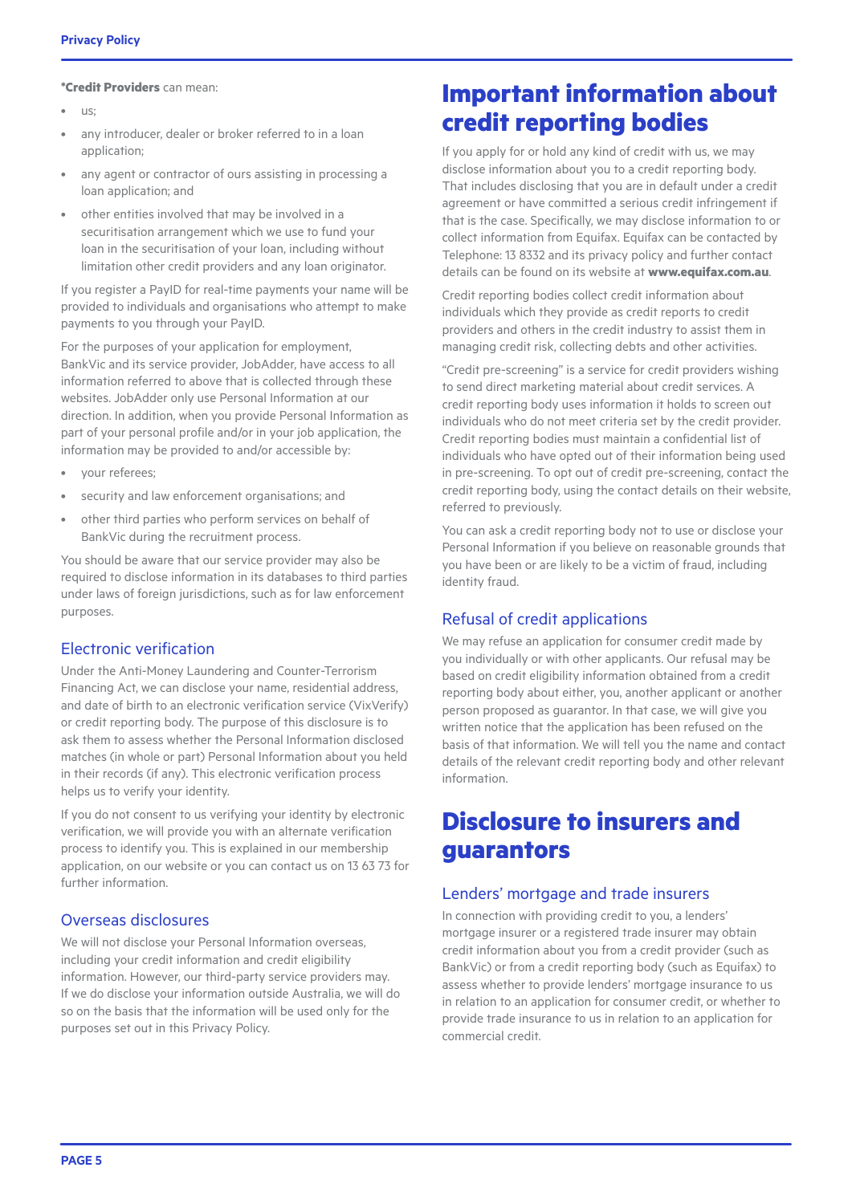**\*Credit Providers** can mean:

- us;
- any introducer, dealer or broker referred to in a loan application;
- any agent or contractor of ours assisting in processing a loan application; and
- other entities involved that may be involved in a securitisation arrangement which we use to fund your loan in the securitisation of your loan, including without limitation other credit providers and any loan originator.

If you register a PayID for real-time payments your name will be provided to individuals and organisations who attempt to make payments to you through your PayID.

For the purposes of your application for employment, BankVic and its service provider, JobAdder, have access to all information referred to above that is collected through these websites. JobAdder only use Personal Information at our direction. In addition, when you provide Personal Information as part of your personal profile and/or in your job application, the information may be provided to and/or accessible by:

- your referees;
- security and law enforcement organisations; and
- other third parties who perform services on behalf of BankVic during the recruitment process.

You should be aware that our service provider may also be required to disclose information in its databases to third parties under laws of foreign jurisdictions, such as for law enforcement purposes.

## Electronic verification

Under the Anti-Money Laundering and Counter-Terrorism Financing Act, we can disclose your name, residential address, and date of birth to an electronic verification service (VixVerify) or credit reporting body. The purpose of this disclosure is to ask them to assess whether the Personal Information disclosed matches (in whole or part) Personal Information about you held in their records (if any). This electronic verification process helps us to verify your identity.

If you do not consent to us verifying your identity by electronic verification, we will provide you with an alternate verification process to identify you. This is explained in our membership application, on our website or you can contact us on 13 63 73 for further information.

## Overseas disclosures

We will not disclose your Personal Information overseas, including your credit information and credit eligibility information. However, our third-party service providers may. If we do disclose your information outside Australia, we will do so on the basis that the information will be used only for the purposes set out in this Privacy Policy.

# Important information about credit reporting bodies

If you apply for or hold any kind of credit with us, we may disclose information about you to a credit reporting body. That includes disclosing that you are in default under a credit agreement or have committed a serious credit infringement if that is the case. Specifically, we may disclose information to or collect information from Equifax. Equifax can be contacted by Telephone: 13 8332 and its privacy policy and further contact details can be found on its website at **www.equifax.com.au**.

Credit reporting bodies collect credit information about individuals which they provide as credit reports to credit providers and others in the credit industry to assist them in managing credit risk, collecting debts and other activities.

"Credit pre-screening" is a service for credit providers wishing to send direct marketing material about credit services. A credit reporting body uses information it holds to screen out individuals who do not meet criteria set by the credit provider. Credit reporting bodies must maintain a confidential list of individuals who have opted out of their information being used in pre-screening. To opt out of credit pre-screening, contact the credit reporting body, using the contact details on their website, referred to previously.

You can ask a credit reporting body not to use or disclose your Personal Information if you believe on reasonable grounds that you have been or are likely to be a victim of fraud, including identity fraud.

## Refusal of credit applications

We may refuse an application for consumer credit made by you individually or with other applicants. Our refusal may be based on credit eligibility information obtained from a credit reporting body about either, you, another applicant or another person proposed as guarantor. In that case, we will give you written notice that the application has been refused on the basis of that information. We will tell you the name and contact details of the relevant credit reporting body and other relevant information.

# Disclosure to insurers and guarantors

## Lenders' mortgage and trade insurers

In connection with providing credit to you, a lenders' mortgage insurer or a registered trade insurer may obtain credit information about you from a credit provider (such as BankVic) or from a credit reporting body (such as Equifax) to assess whether to provide lenders' mortgage insurance to us in relation to an application for consumer credit, or whether to provide trade insurance to us in relation to an application for commercial credit.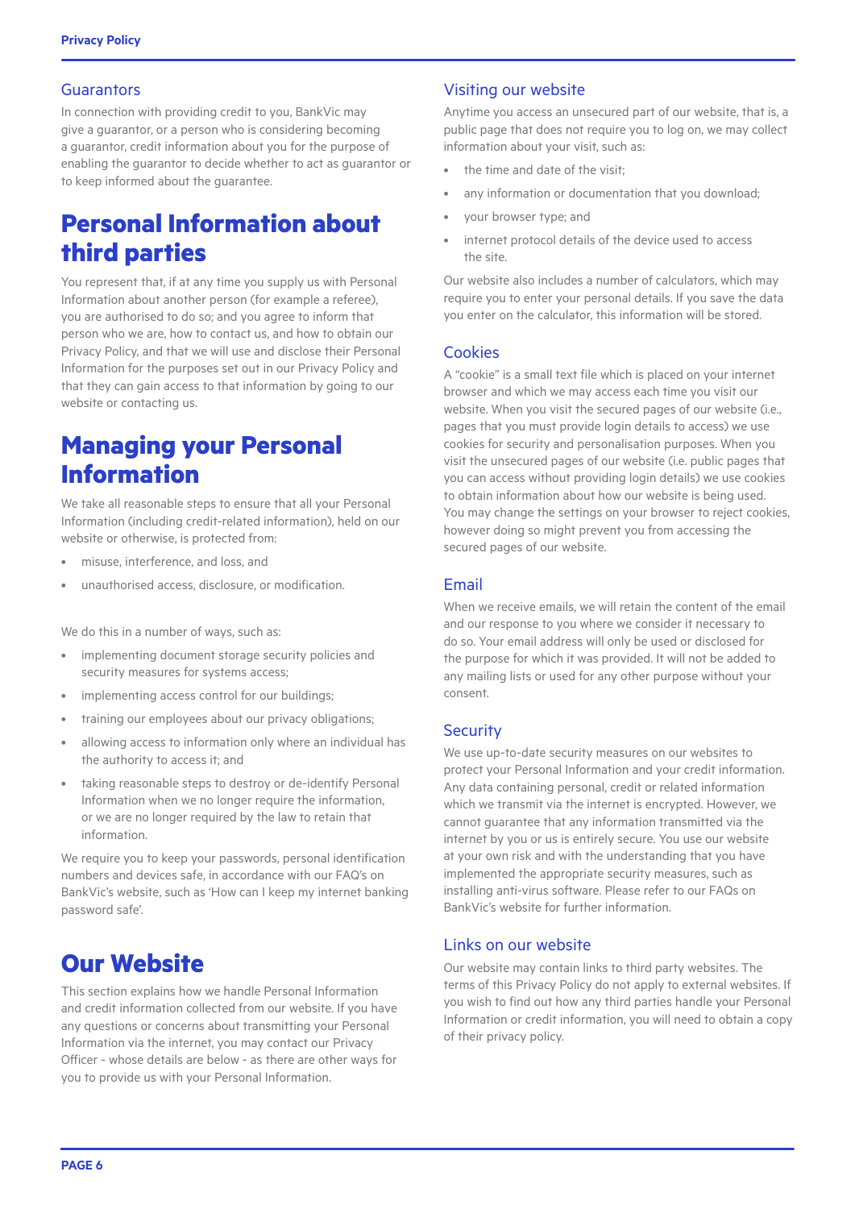### Guarantors

In connection with providing credit to you, BankVic may give a guarantor, or a person who is considering becoming a guarantor, credit information about you for the purpose of enabling the guarantor to decide whether to act as guarantor or to keep informed about the guarantee.

## Personal Information about third parties

You represent that, if at any time you supply us with Personal Information about another person (for example a referee), you are authorised to do so; and you agree to inform that person who we are, how to contact us, and how to obtain our Privacy Policy, and that we will use and disclose their Personal Information for the purposes set out in our Privacy Policy and that they can gain access to that information by going to our website or contacting us.

## Managing your Personal Information

We take all reasonable steps to ensure that all your Personal Information (including credit-related information), held on our website or otherwise, is protected from:

- misuse, interference, and loss, and
- unauthorised access, disclosure, or modification.

We do this in a number of ways, such as:

- implementing document storage security policies and security measures for systems access;
- implementing access control for our buildings;
- training our employees about our privacy obligations;
- allowing access to information only where an individual has the authority to access it; and
- taking reasonable steps to destroy or de-identify Personal Information when we no longer require the information, or we are no longer required by the law to retain that information.

We require you to keep your passwords, personal identification numbers and devices safe, in accordance with our FAQ's on BankVic's website, such as 'How can I keep my internet banking password safe'.

## Our Website

This section explains how we handle Personal Information and credit information collected from our website. If you have any questions or concerns about transmitting your Personal Information via the internet, you may contact our Privacy Officer - whose details are below - as there are other ways for you to provide us with your Personal Information.

### Visiting our website

Anytime you access an unsecured part of our website, that is, a public page that does not require you to log on, we may collect information about your visit, such as:

- the time and date of the visit;
- any information or documentation that you download;
- your browser type; and
- internet protocol details of the device used to access the site.

Our website also includes a number of calculators, which may require you to enter your personal details. If you save the data you enter on the calculator, this information will be stored.

### Cookies

A "cookie" is a small text file which is placed on your internet browser and which we may access each time you visit our website. When you visit the secured pages of our website (i.e., pages that you must provide login details to access) we use cookies for security and personalisation purposes. When you visit the unsecured pages of our website (i.e. public pages that you can access without providing login details) we use cookies to obtain information about how our website is being used. You may change the settings on your browser to reject cookies, however doing so might prevent you from accessing the secured pages of our website.

### Email

When we receive emails, we will retain the content of the email and our response to you where we consider it necessary to do so. Your email address will only be used or disclosed for the purpose for which it was provided. It will not be added to any mailing lists or used for any other purpose without your consent.

### Security

We use up-to-date security measures on our websites to protect your Personal Information and your credit information. Any data containing personal, credit or related information which we transmit via the internet is encrypted. However, we cannot guarantee that any information transmitted via the internet by you or us is entirely secure. You use our website at your own risk and with the understanding that you have implemented the appropriate security measures, such as installing anti-virus software. Please refer to our FAQs on BankVic's website for further information.

### Links on our website

Our website may contain links to third party websites. The terms of this Privacy Policy do not apply to external websites. If you wish to find out how any third parties handle your Personal Information or credit information, you will need to obtain a copy of their privacy policy.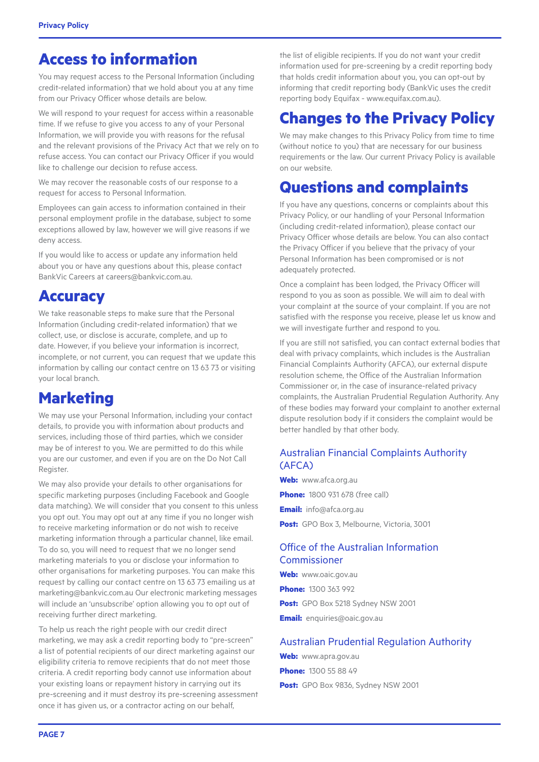# Access to information

You may request access to the Personal Information (including credit-related information) that we hold about you at any time from our Privacy Officer whose details are below.

We will respond to your request for access within a reasonable time. If we refuse to give you access to any of your Personal Information, we will provide you with reasons for the refusal and the relevant provisions of the Privacy Act that we rely on to refuse access. You can contact our Privacy Officer if you would like to challenge our decision to refuse access.

We may recover the reasonable costs of our response to a request for access to Personal Information.

Employees can gain access to information contained in their personal employment profile in the database, subject to some exceptions allowed by law, however we will give reasons if we deny access.

If you would like to access or update any information held about you or have any questions about this, please contact BankVic Careers at careers@bankvic.com.au.

# Accuracy

We take reasonable steps to make sure that the Personal Information (including credit-related information) that we collect, use, or disclose is accurate, complete, and up to date. However, if you believe your information is incorrect, incomplete, or not current, you can request that we update this information by calling our contact centre on 13 63 73 or visiting your local branch.

# Marketing

We may use your Personal Information, including your contact details, to provide you with information about products and services, including those of third parties, which we consider may be of interest to you. We are permitted to do this while you are our customer, and even if you are on the Do Not Call Register.

We may also provide your details to other organisations for specific marketing purposes (including Facebook and Google data matching). We will consider that you consent to this unless you opt out. You may opt out at any time if you no longer wish to receive marketing information or do not wish to receive marketing information through a particular channel, like email. To do so, you will need to request that we no longer send marketing materials to you or disclose your information to other organisations for marketing purposes. You can make this request by calling our contact centre on 13 63 73 emailing us at marketing@bankvic.com.au Our electronic marketing messages will include an 'unsubscribe' option allowing you to opt out of receiving further direct marketing.

To help us reach the right people with our credit direct marketing, we may ask a credit reporting body to "pre-screen" a list of potential recipients of our direct marketing against our eligibility criteria to remove recipients that do not meet those criteria. A credit reporting body cannot use information about your existing loans or repayment history in carrying out its pre-screening and it must destroy its pre-screening assessment once it has given us, or a contractor acting on our behalf, the list of eligible recipients. If you do not want your credit information used for pre-screening by a credit reporting body that holds credit information about you, you can opt-out by informing that credit reporting body (BankVic uses the credit reporting body Equifax - www.equifax.com.au).

# Changes to the Privacy Policy

We may make changes to this Privacy Policy from time to time (without notice to you) that are necessary for our business requirements or the law. Our current Privacy Policy is available on our website.

# Questions and complaints

If you have any questions, concerns or complaints about this Privacy Policy, or our handling of your Personal Information (including credit-related information), please contact our Privacy Officer whose details are below. You can also contact the Privacy Officer if you believe that the privacy of your Personal Information has been compromised or is not adequately protected.

Once a complaint has been lodged, the Privacy Officer will respond to you as soon as possible. We will aim to deal with your complaint at the source of your complaint. If you are not satisfied with the response you receive, please let us know and we will investigate further and respond to you.

If you are still not satisfied, you can contact external bodies that deal with privacy complaints, which includes is the Australian Financial Complaints Authority (AFCA), our external dispute resolution scheme, the Office of the Australian Information Commissioner or, in the case of insurance-related privacy complaints, the Australian Prudential Regulation Authority. Any of these bodies may forward your complaint to another external dispute resolution body if it considers the complaint would be better handled by that other body.

## Australian Financial Complaints Authority (AFCA)

**Web:** www.afca.org.au

**Phone:** 1800 931 678 (free call)

**Email:** info@afca.org.au

**Post:** GPO Box 3, Melbourne, Victoria, 3001

## Office of the Australian Information Commissioner

**Web:** www.oaic.gov.au

**Phone:** 1300 363 992

**Post:** GPO Box 5218 Sydney NSW 2001

**Email:** enquiries@oaic.gov.au

## Australian Prudential Regulation Authority

**Web:** www.apra.gov.au

**Phone:** 1300 55 88 49

**Post:** GPO Box 9836, Sydney NSW 2001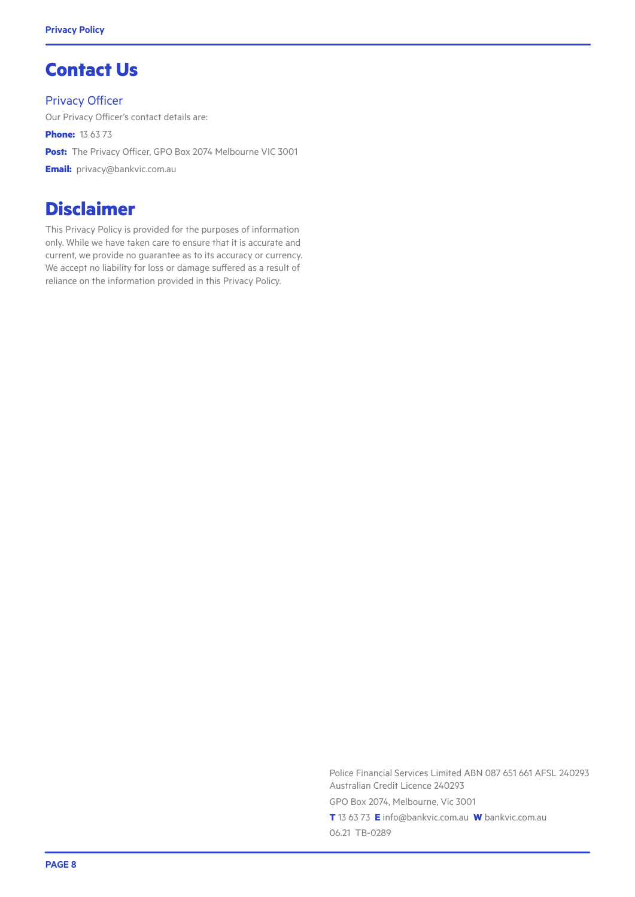# Contact Us

## Privacy Officer

Our Privacy Officer's contact details are:

**Phone:** 13 63 73

**Post:** The Privacy Officer, GPO Box 2074 Melbourne VIC 3001

**Email:** privacy@bankvic.com.au

# Disclaimer

This Privacy Policy is provided for the purposes of information only. While we have taken care to ensure that it is accurate and current, we provide no guarantee as to its accuracy or currency. We accept no liability for loss or damage suffered as a result of reliance on the information provided in this Privacy Policy.

Police Financial Services Limited ABN 087 651 661 AFSL 240293
Australian Credit Licence 240293

GPO Box 2074, Melbourne, Vic 3001

**T** 13 63 73 **E** info@bankvic.com.au **W** bankvic.com.au

06.21 TB-0289